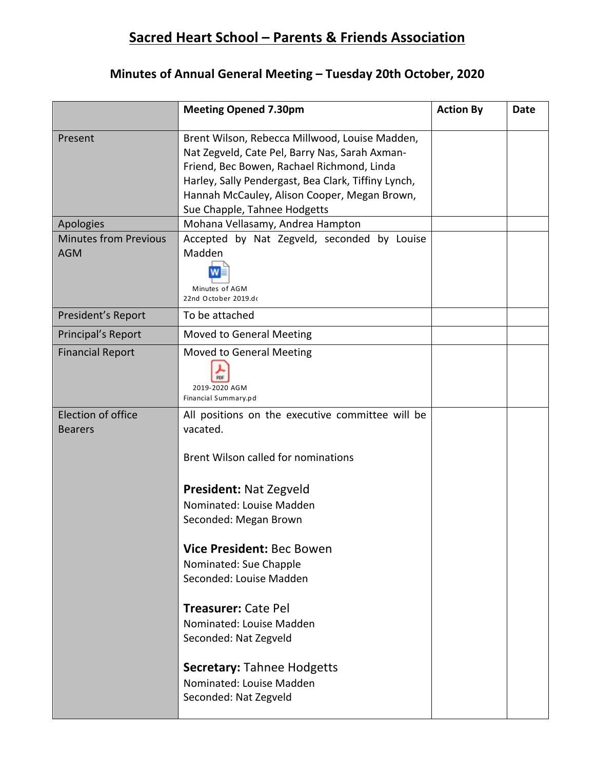# Sacred Heart School – Parents & Friends Association

## Minutes of Annual General Meeting – Tuesday 20th October, 2020

| | **Meeting Opened 7.30pm** | **Action By** | **Date** |
|---|---|---|---|
| Present | Brent Wilson, Rebecca Millwood, Louise Madden, Nat Zegveld, Cate Pel, Barry Nas, Sarah Axman-Friend, Bec Bowen, Rachael Richmond, Linda Harley, Sally Pendergast, Bea Clark, Tiffiny Lynch, Hannah McCauley, Alison Cooper, Megan Brown, Sue Chapple, Tahnee Hodgetts | | |
| Apologies | Mohana Vellasamy, Andrea Hampton | | |
| Minutes from Previous AGM | Accepted by Nat Zegveld, seconded by Louise Madden<br>Minutes of AGM 22nd October 2019.dc | | |
| President's Report | To be attached | | |
| Principal's Report | Moved to General Meeting | | |
| Financial Report | Moved to General Meeting<br>2019-2020 AGM Financial Summary.pd | | |
| Election of office Bearers | All positions on the executive committee will be vacated.<br><br>Brent Wilson called for nominations<br><br>**President:** Nat Zegveld<br>Nominated: Louise Madden<br>Seconded: Megan Brown<br><br>**Vice President:** Bec Bowen<br>Nominated: Sue Chapple<br>Seconded: Louise Madden<br><br>**Treasurer:** Cate Pel<br>Nominated: Louise Madden<br>Seconded: Nat Zegveld<br><br>**Secretary:** Tahnee Hodgetts<br>Nominated: Louise Madden<br>Seconded: Nat Zegveld | | |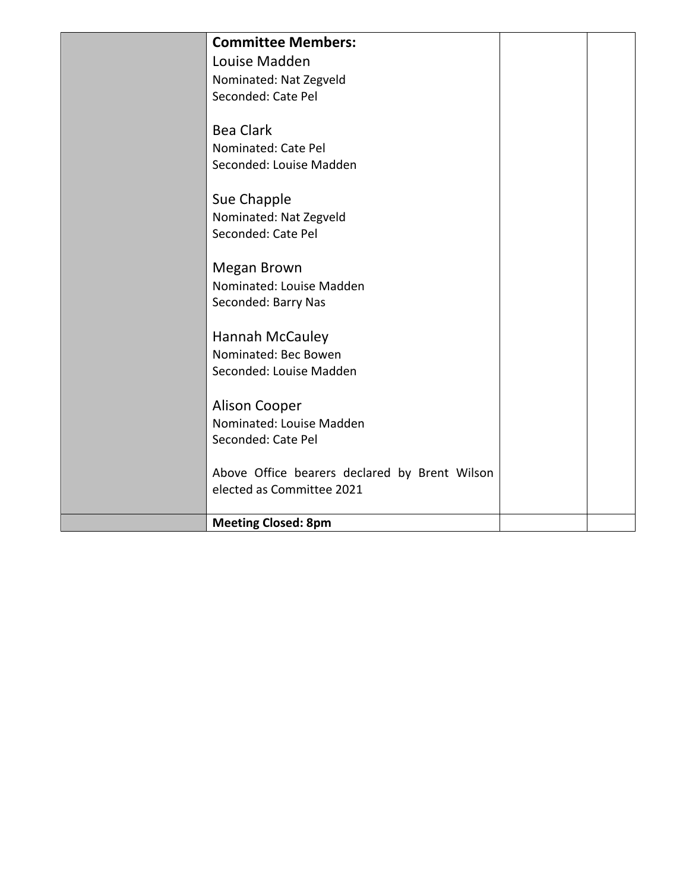| | | | |
|---|---|---|---|
| | **Committee Members:**<br>Louise Madden<br>Nominated: Nat Zegveld<br>Seconded: Cate Pel<br><br>Bea Clark<br>Nominated: Cate Pel<br>Seconded: Louise Madden<br><br>Sue Chapple<br>Nominated: Nat Zegveld<br>Seconded: Cate Pel<br><br>Megan Brown<br>Nominated: Louise Madden<br>Seconded: Barry Nas<br><br>Hannah McCauley<br>Nominated: Bec Bowen<br>Seconded: Louise Madden<br><br>Alison Cooper<br>Nominated: Louise Madden<br>Seconded: Cate Pel<br><br>Above Office bearers declared by Brent Wilson elected as Committee 2021 | | |
| | **Meeting Closed: 8pm** | | |